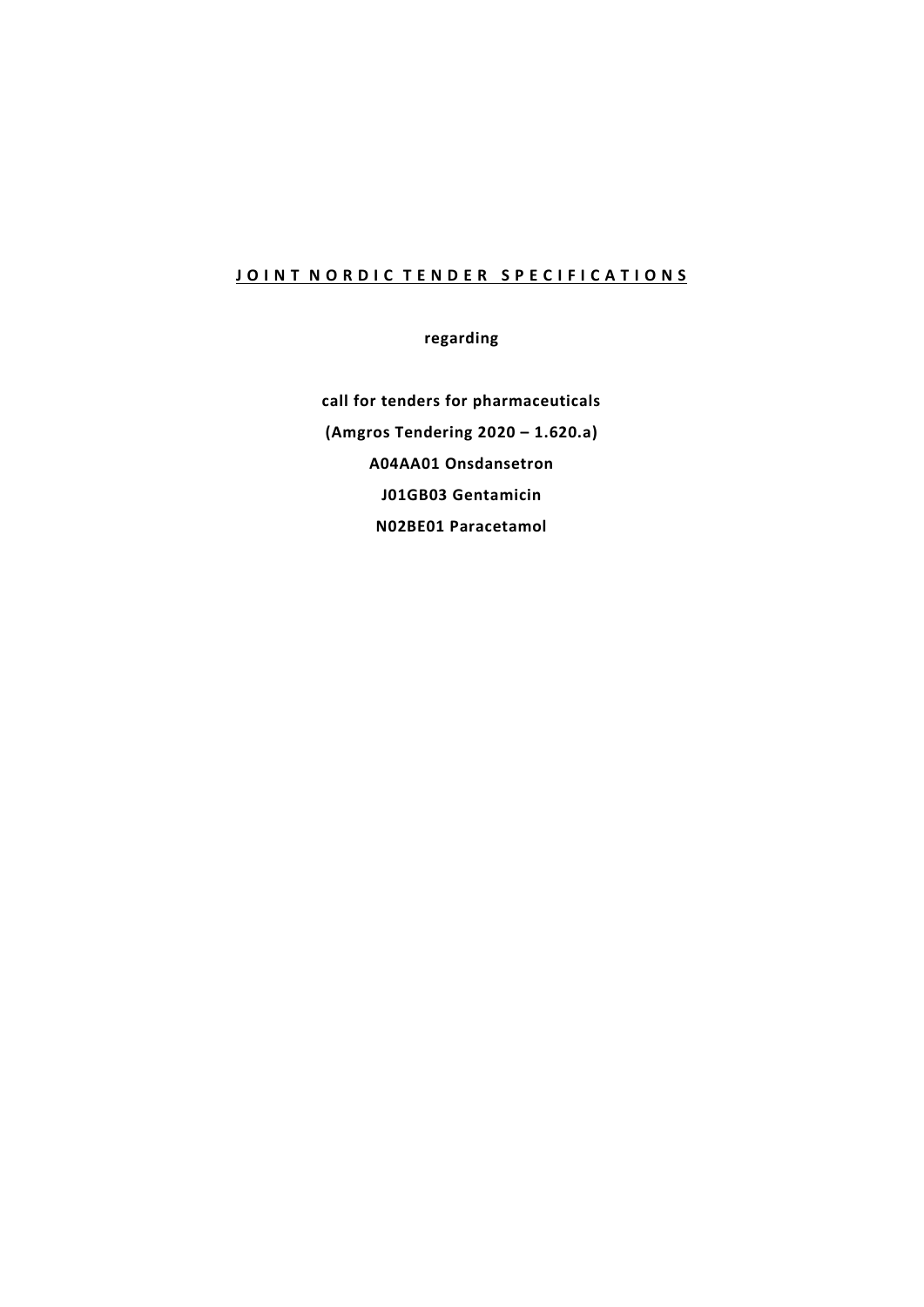# J O I N T N O R D I C T E N D E R S P E C I F I C A T I O N S

**regarding**

**call for tenders for pharmaceuticals**

**(Amgros Tendering 2020 – 1.620.a)**

**A04AA01 Onsdansetron**

**J01GB03 Gentamicin**

**N02BE01 Paracetamol**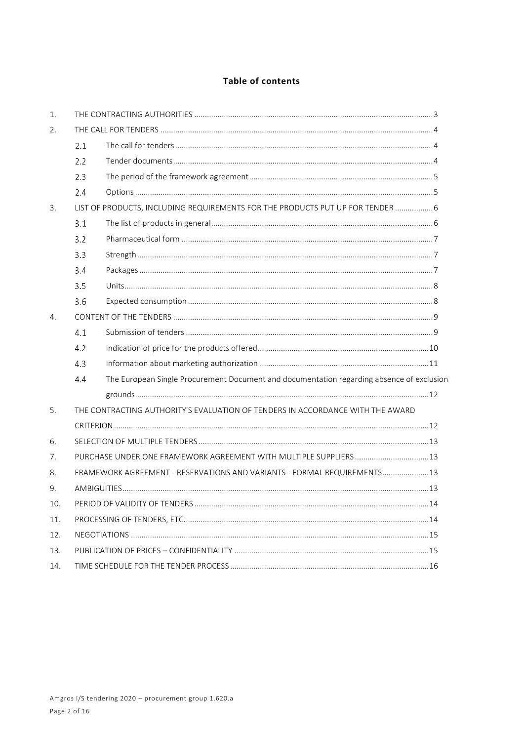## Table of contents

1. THE CONTRACTING AUTHORITIES ..... 3
2. THE CALL FOR TENDERS ..... 4
   - 2.1 The call for tenders ..... 4
   - 2.2 Tender documents ..... 4
   - 2.3 The period of the framework agreement ..... 5
   - 2.4 Options ..... 5
3. LIST OF PRODUCTS, INCLUDING REQUIREMENTS FOR THE PRODUCTS PUT UP FOR TENDER ..... 6
   - 3.1 The list of products in general ..... 6
   - 3.2 Pharmaceutical form ..... 7
   - 3.3 Strength ..... 7
   - 3.4 Packages ..... 7
   - 3.5 Units ..... 8
   - 3.6 Expected consumption ..... 8
4. CONTENT OF THE TENDERS ..... 9
   - 4.1 Submission of tenders ..... 9
   - 4.2 Indication of price for the products offered ..... 10
   - 4.3 Information about marketing authorization ..... 11
   - 4.4 The European Single Procurement Document and documentation regarding absence of exclusion grounds ..... 12
5. THE CONTRACTING AUTHORITY'S EVALUATION OF TENDERS IN ACCORDANCE WITH THE AWARD CRITERION ..... 12
6. SELECTION OF MULTIPLE TENDERS ..... 13
7. PURCHASE UNDER ONE FRAMEWORK AGREEMENT WITH MULTIPLE SUPPLIERS ..... 13
8. FRAMEWORK AGREEMENT - RESERVATIONS AND VARIANTS - FORMAL REQUIREMENTS ..... 13
9. AMBIGUITIES ..... 13
10. PERIOD OF VALIDITY OF TENDERS ..... 14
11. PROCESSING OF TENDERS, ETC. ..... 14
12. NEGOTIATIONS ..... 15
13. PUBLICATION OF PRICES – CONFIDENTIALITY ..... 15
14. TIME SCHEDULE FOR THE TENDER PROCESS ..... 16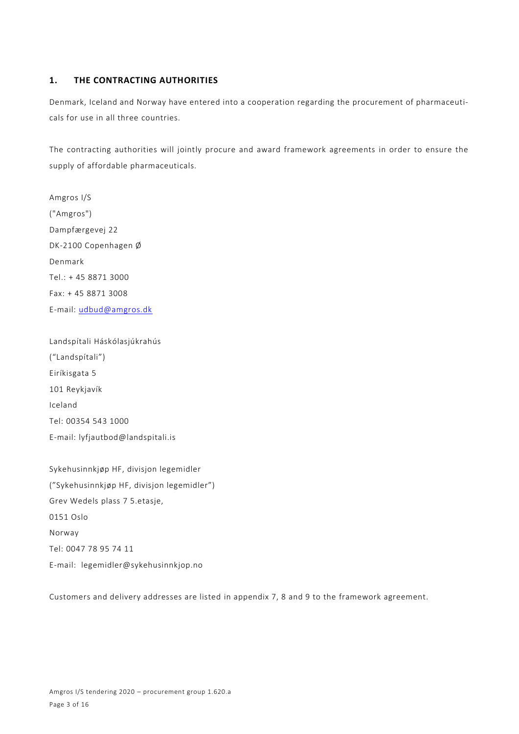## 1. THE CONTRACTING AUTHORITIES

Denmark, Iceland and Norway have entered into a cooperation regarding the procurement of pharmaceuticals for use in all three countries.

The contracting authorities will jointly procure and award framework agreements in order to ensure the supply of affordable pharmaceuticals.

Amgros I/S  
("Amgros")  
Dampfærgevej 22  
DK-2100 Copenhagen Ø  
Denmark  
Tel.: + 45 8871 3000  
Fax: + 45 8871 3008  
E-mail: udbud@amgros.dk

Landspítali Háskólasjúkrahús  
("Landspítali")  
Eiríkisgata 5  
101 Reykjavík  
Iceland  
Tel: 00354 543 1000  
E-mail: lyfjautbod@landspitali.is

Sykehusinnkjøp HF, divisjon legemidler  
("Sykehusinnkjøp HF, divisjon legemidler")  
Grev Wedels plass 7 5.etasje,  
0151 Oslo  
Norway  
Tel: 0047 78 95 74 11  
E-mail: legemidler@sykehusinnkjop.no

Customers and delivery addresses are listed in appendix 7, 8 and 9 to the framework agreement.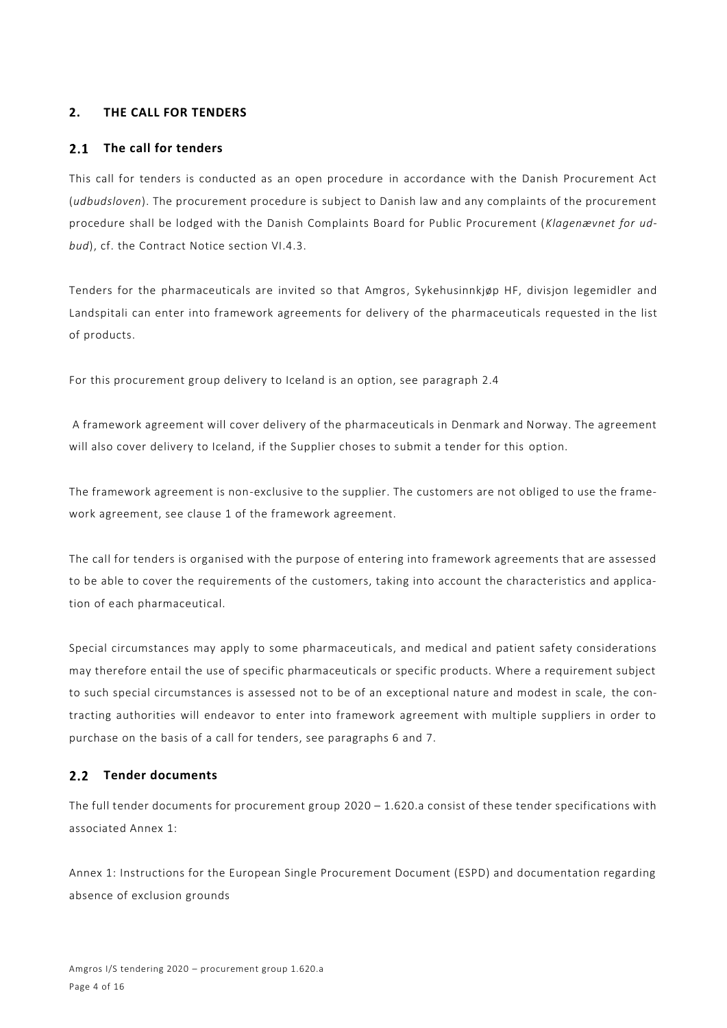## 2. THE CALL FOR TENDERS

### 2.1 The call for tenders

This call for tenders is conducted as an open procedure in accordance with the Danish Procurement Act (*udbudsloven*). The procurement procedure is subject to Danish law and any complaints of the procurement procedure shall be lodged with the Danish Complaints Board for Public Procurement (*Klagenævnet for udbud*), cf. the Contract Notice section VI.4.3.

Tenders for the pharmaceuticals are invited so that Amgros, Sykehusinnkjøp HF, divisjon legemidler and Landspitali can enter into framework agreements for delivery of the pharmaceuticals requested in the list of products.

For this procurement group delivery to Iceland is an option, see paragraph 2.4

A framework agreement will cover delivery of the pharmaceuticals in Denmark and Norway. The agreement will also cover delivery to Iceland, if the Supplier choses to submit a tender for this option.

The framework agreement is non-exclusive to the supplier. The customers are not obliged to use the framework agreement, see clause 1 of the framework agreement.

The call for tenders is organised with the purpose of entering into framework agreements that are assessed to be able to cover the requirements of the customers, taking into account the characteristics and application of each pharmaceutical.

Special circumstances may apply to some pharmaceuticals, and medical and patient safety considerations may therefore entail the use of specific pharmaceuticals or specific products. Where a requirement subject to such special circumstances is assessed not to be of an exceptional nature and modest in scale, the contracting authorities will endeavor to enter into framework agreement with multiple suppliers in order to purchase on the basis of a call for tenders, see paragraphs 6 and 7.

### 2.2 Tender documents

The full tender documents for procurement group 2020 – 1.620.a consist of these tender specifications with associated Annex 1:

Annex 1: Instructions for the European Single Procurement Document (ESPD) and documentation regarding absence of exclusion grounds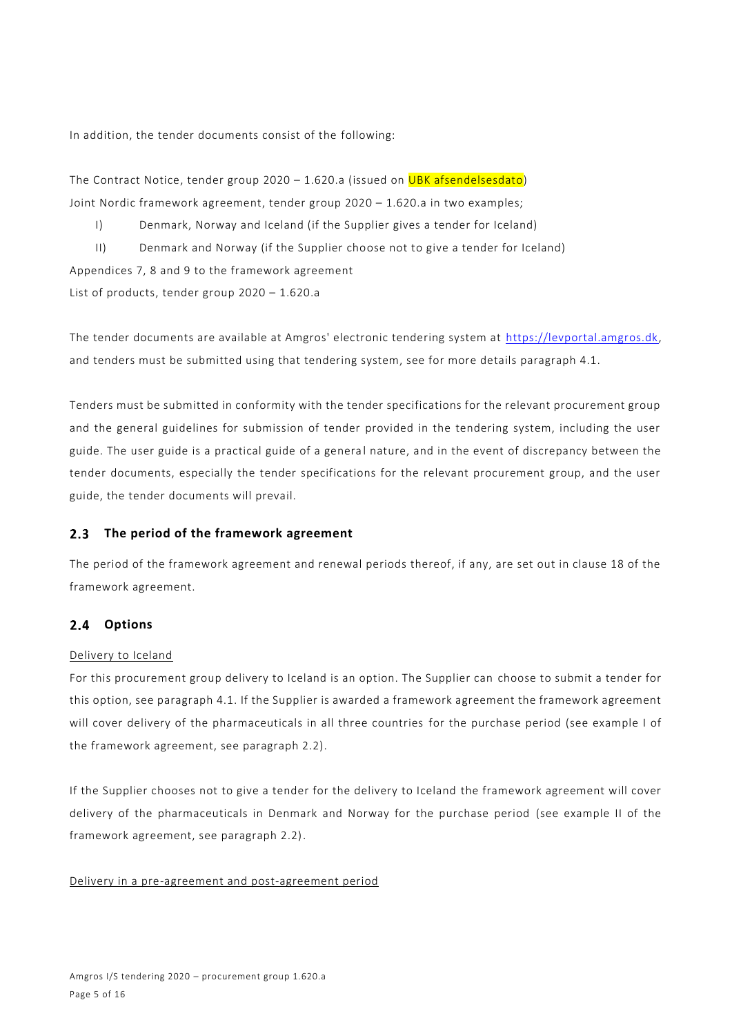In addition, the tender documents consist of the following:

The Contract Notice, tender group 2020 – 1.620.a (issued on UBK afsendelsesdato)
Joint Nordic framework agreement, tender group 2020 – 1.620.a in two examples;

I) Denmark, Norway and Iceland (if the Supplier gives a tender for Iceland)

II) Denmark and Norway (if the Supplier choose not to give a tender for Iceland)

Appendices 7, 8 and 9 to the framework agreement
List of products, tender group 2020 – 1.620.a

The tender documents are available at Amgros' electronic tendering system at https://levportal.amgros.dk, and tenders must be submitted using that tendering system, see for more details paragraph 4.1.

Tenders must be submitted in conformity with the tender specifications for the relevant procurement group and the general guidelines for submission of tender provided in the tendering system, including the user guide. The user guide is a practical guide of a general nature, and in the event of discrepancy between the tender documents, especially the tender specifications for the relevant procurement group, and the user guide, the tender documents will prevail.

## 2.3 The period of the framework agreement

The period of the framework agreement and renewal periods thereof, if any, are set out in clause 18 of the framework agreement.

## 2.4 Options

Delivery to Iceland

For this procurement group delivery to Iceland is an option. The Supplier can choose to submit a tender for this option, see paragraph 4.1. If the Supplier is awarded a framework agreement the framework agreement will cover delivery of the pharmaceuticals in all three countries for the purchase period (see example I of the framework agreement, see paragraph 2.2).

If the Supplier chooses not to give a tender for the delivery to Iceland the framework agreement will cover delivery of the pharmaceuticals in Denmark and Norway for the purchase period (see example II of the framework agreement, see paragraph 2.2).

Delivery in a pre-agreement and post-agreement period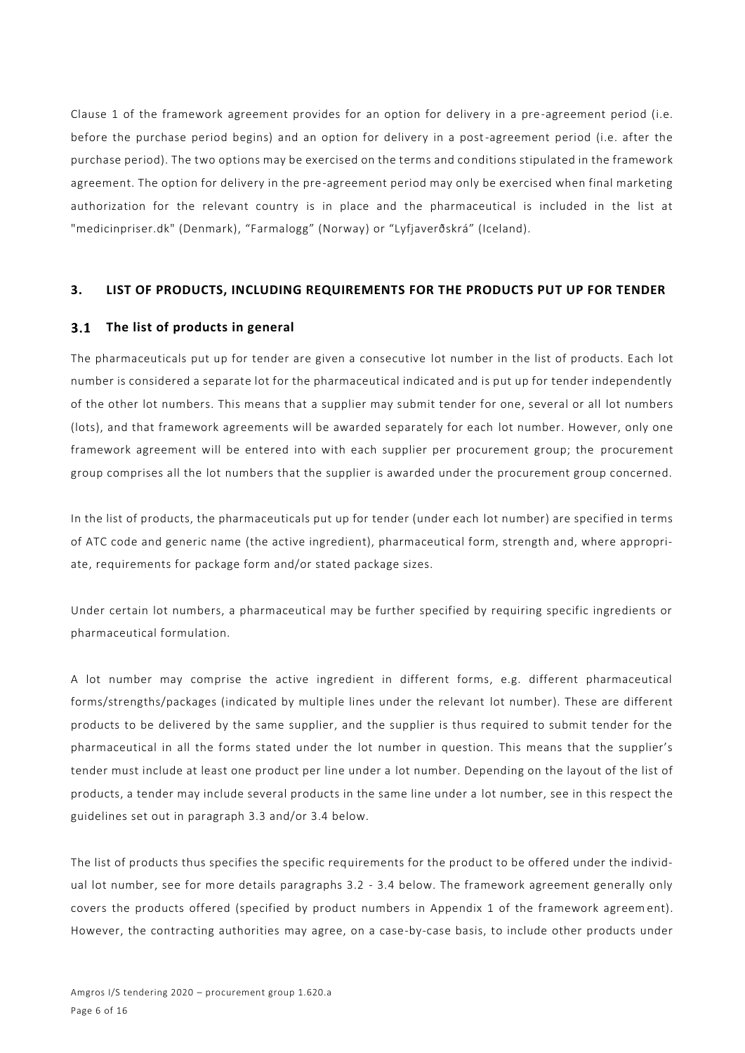Clause 1 of the framework agreement provides for an option for delivery in a pre-agreement period (i.e. before the purchase period begins) and an option for delivery in a post-agreement period (i.e. after the purchase period). The two options may be exercised on the terms and conditions stipulated in the framework agreement. The option for delivery in the pre-agreement period may only be exercised when final marketing authorization for the relevant country is in place and the pharmaceutical is included in the list at "medicinpriser.dk" (Denmark), "Farmalogg" (Norway) or "Lyfjaverðskrá" (Iceland).

## 3. LIST OF PRODUCTS, INCLUDING REQUIREMENTS FOR THE PRODUCTS PUT UP FOR TENDER

### 3.1 The list of products in general

The pharmaceuticals put up for tender are given a consecutive lot number in the list of products. Each lot number is considered a separate lot for the pharmaceutical indicated and is put up for tender independently of the other lot numbers. This means that a supplier may submit tender for one, several or all lot numbers (lots), and that framework agreements will be awarded separately for each lot number. However, only one framework agreement will be entered into with each supplier per procurement group; the procurement group comprises all the lot numbers that the supplier is awarded under the procurement group concerned.

In the list of products, the pharmaceuticals put up for tender (under each lot number) are specified in terms of ATC code and generic name (the active ingredient), pharmaceutical form, strength and, where appropriate, requirements for package form and/or stated package sizes.

Under certain lot numbers, a pharmaceutical may be further specified by requiring specific ingredients or pharmaceutical formulation.

A lot number may comprise the active ingredient in different forms, e.g. different pharmaceutical forms/strengths/packages (indicated by multiple lines under the relevant lot number). These are different products to be delivered by the same supplier, and the supplier is thus required to submit tender for the pharmaceutical in all the forms stated under the lot number in question. This means that the supplier's tender must include at least one product per line under a lot number. Depending on the layout of the list of products, a tender may include several products in the same line under a lot number, see in this respect the guidelines set out in paragraph 3.3 and/or 3.4 below.

The list of products thus specifies the specific requirements for the product to be offered under the individual lot number, see for more details paragraphs 3.2 - 3.4 below. The framework agreement generally only covers the products offered (specified by product numbers in Appendix 1 of the framework agreement). However, the contracting authorities may agree, on a case-by-case basis, to include other products under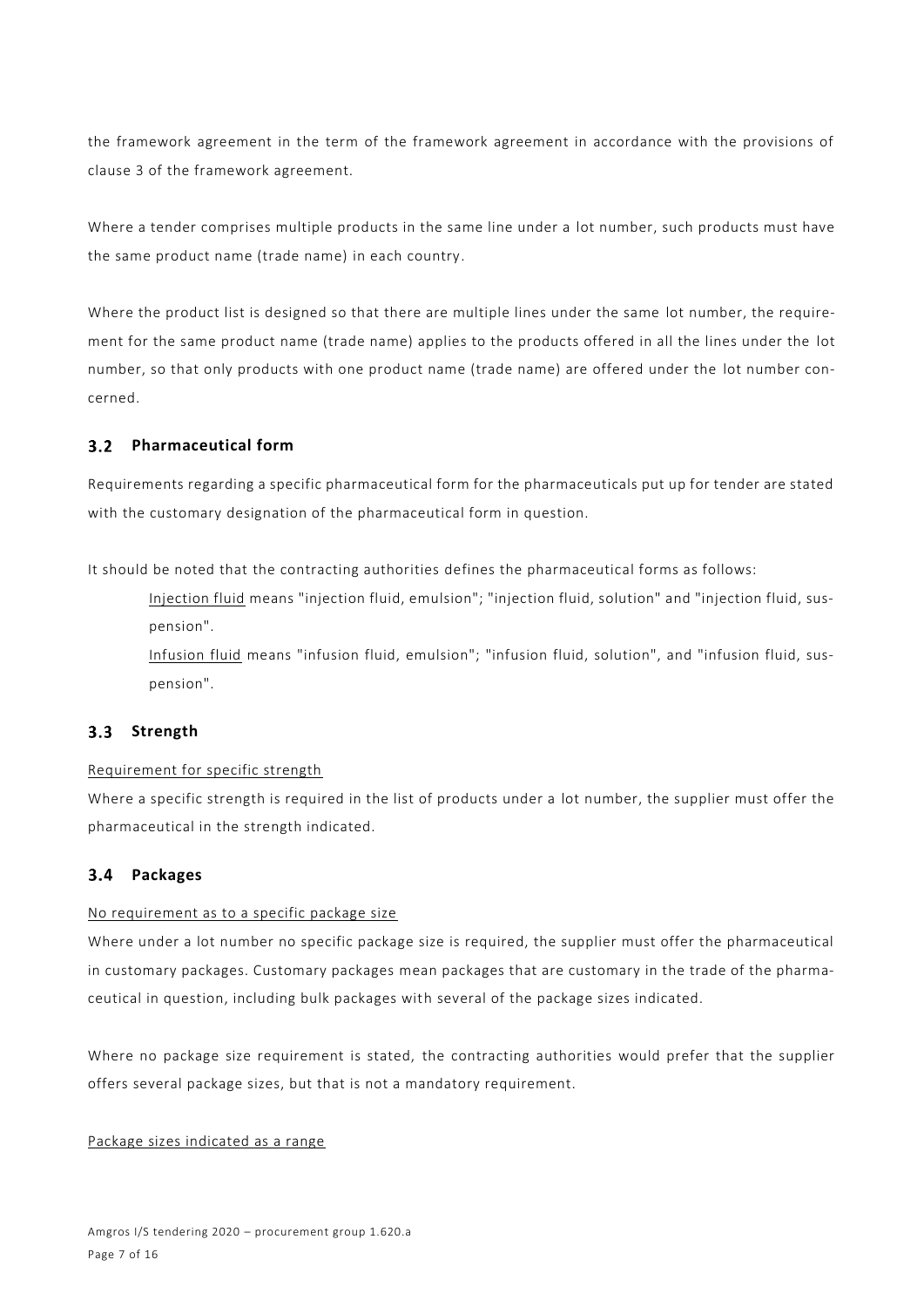the framework agreement in the term of the framework agreement in accordance with the provisions of clause 3 of the framework agreement.

Where a tender comprises multiple products in the same line under a lot number, such products must have the same product name (trade name) in each country.

Where the product list is designed so that there are multiple lines under the same lot number, the requirement for the same product name (trade name) applies to the products offered in all the lines under the lot number, so that only products with one product name (trade name) are offered under the lot number concerned.

## 3.2 Pharmaceutical form

Requirements regarding a specific pharmaceutical form for the pharmaceuticals put up for tender are stated with the customary designation of the pharmaceutical form in question.

It should be noted that the contracting authorities defines the pharmaceutical forms as follows:

> Injection fluid means "injection fluid, emulsion"; "injection fluid, solution" and "injection fluid, suspension".
>
> Infusion fluid means "infusion fluid, emulsion"; "infusion fluid, solution", and "infusion fluid, suspension".

## 3.3 Strength

Requirement for specific strength

Where a specific strength is required in the list of products under a lot number, the supplier must offer the pharmaceutical in the strength indicated.

## 3.4 Packages

No requirement as to a specific package size

Where under a lot number no specific package size is required, the supplier must offer the pharmaceutical in customary packages. Customary packages mean packages that are customary in the trade of the pharmaceutical in question, including bulk packages with several of the package sizes indicated.

Where no package size requirement is stated, the contracting authorities would prefer that the supplier offers several package sizes, but that is not a mandatory requirement.

Package sizes indicated as a range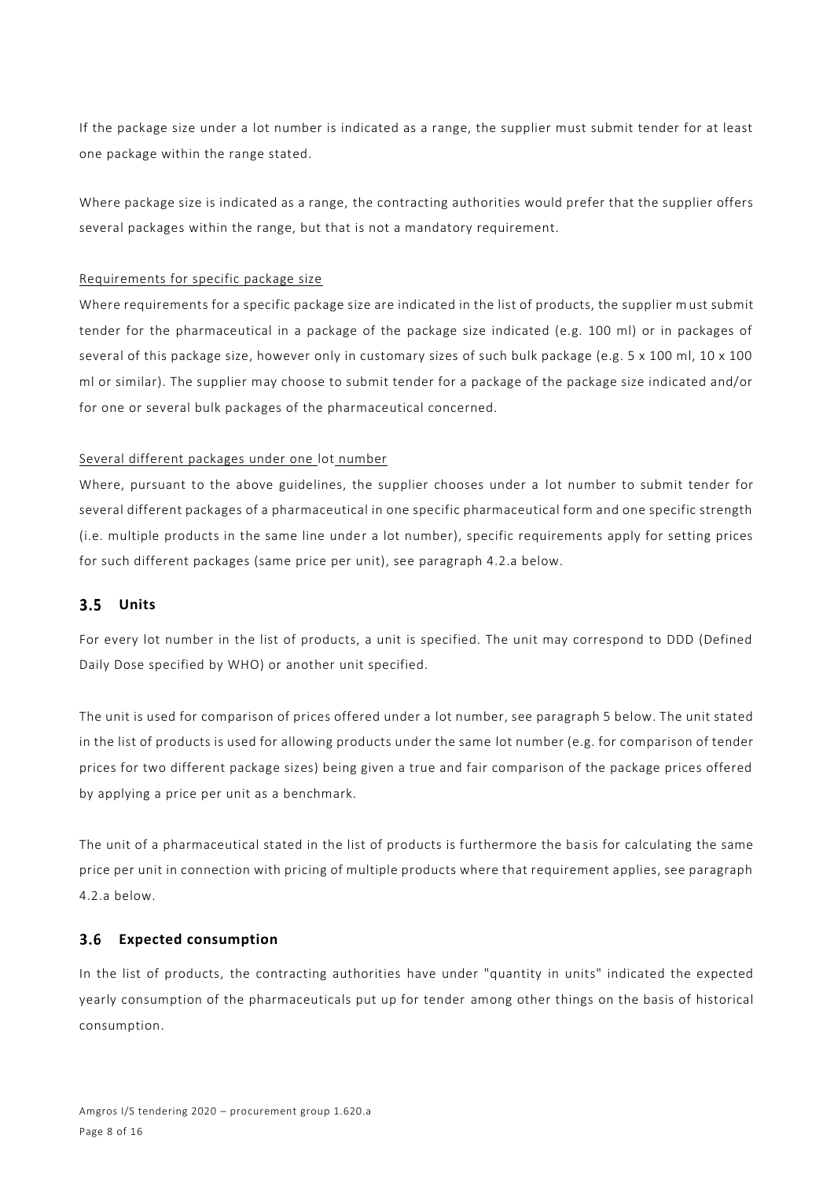If the package size under a lot number is indicated as a range, the supplier must submit tender for at least one package within the range stated.

Where package size is indicated as a range, the contracting authorities would prefer that the supplier offers several packages within the range, but that is not a mandatory requirement.

Requirements for specific package size

Where requirements for a specific package size are indicated in the list of products, the supplier must submit tender for the pharmaceutical in a package of the package size indicated (e.g. 100 ml) or in packages of several of this package size, however only in customary sizes of such bulk package (e.g. 5 x 100 ml, 10 x 100 ml or similar). The supplier may choose to submit tender for a package of the package size indicated and/or for one or several bulk packages of the pharmaceutical concerned.

Several different packages under one lot number

Where, pursuant to the above guidelines, the supplier chooses under a lot number to submit tender for several different packages of a pharmaceutical in one specific pharmaceutical form and one specific strength (i.e. multiple products in the same line under a lot number), specific requirements apply for setting prices for such different packages (same price per unit), see paragraph 4.2.a below.

## 3.5 Units

For every lot number in the list of products, a unit is specified. The unit may correspond to DDD (Defined Daily Dose specified by WHO) or another unit specified.

The unit is used for comparison of prices offered under a lot number, see paragraph 5 below. The unit stated in the list of products is used for allowing products under the same lot number (e.g. for comparison of tender prices for two different package sizes) being given a true and fair comparison of the package prices offered by applying a price per unit as a benchmark.

The unit of a pharmaceutical stated in the list of products is furthermore the basis for calculating the same price per unit in connection with pricing of multiple products where that requirement applies, see paragraph 4.2.a below.

## 3.6 Expected consumption

In the list of products, the contracting authorities have under "quantity in units" indicated the expected yearly consumption of the pharmaceuticals put up for tender among other things on the basis of historical consumption.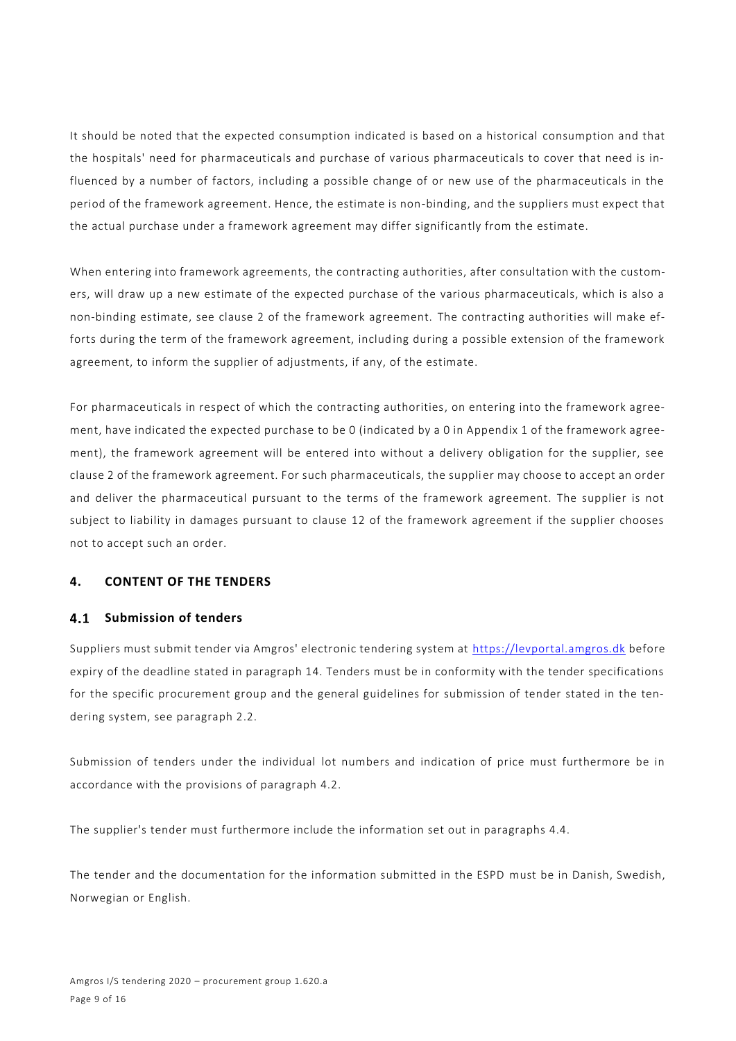It should be noted that the expected consumption indicated is based on a historical consumption and that the hospitals' need for pharmaceuticals and purchase of various pharmaceuticals to cover that need is influenced by a number of factors, including a possible change of or new use of the pharmaceuticals in the period of the framework agreement. Hence, the estimate is non-binding, and the suppliers must expect that the actual purchase under a framework agreement may differ significantly from the estimate.

When entering into framework agreements, the contracting authorities, after consultation with the customers, will draw up a new estimate of the expected purchase of the various pharmaceuticals, which is also a non-binding estimate, see clause 2 of the framework agreement. The contracting authorities will make efforts during the term of the framework agreement, including during a possible extension of the framework agreement, to inform the supplier of adjustments, if any, of the estimate.

For pharmaceuticals in respect of which the contracting authorities, on entering into the framework agreement, have indicated the expected purchase to be 0 (indicated by a 0 in Appendix 1 of the framework agreement), the framework agreement will be entered into without a delivery obligation for the supplier, see clause 2 of the framework agreement. For such pharmaceuticals, the supplier may choose to accept an order and deliver the pharmaceutical pursuant to the terms of the framework agreement. The supplier is not subject to liability in damages pursuant to clause 12 of the framework agreement if the supplier chooses not to accept such an order.

## 4. CONTENT OF THE TENDERS

### 4.1 Submission of tenders

Suppliers must submit tender via Amgros' electronic tendering system at https://levportal.amgros.dk before expiry of the deadline stated in paragraph 14. Tenders must be in conformity with the tender specifications for the specific procurement group and the general guidelines for submission of tender stated in the tendering system, see paragraph 2.2.

Submission of tenders under the individual lot numbers and indication of price must furthermore be in accordance with the provisions of paragraph 4.2.

The supplier's tender must furthermore include the information set out in paragraphs 4.4.

The tender and the documentation for the information submitted in the ESPD must be in Danish, Swedish, Norwegian or English.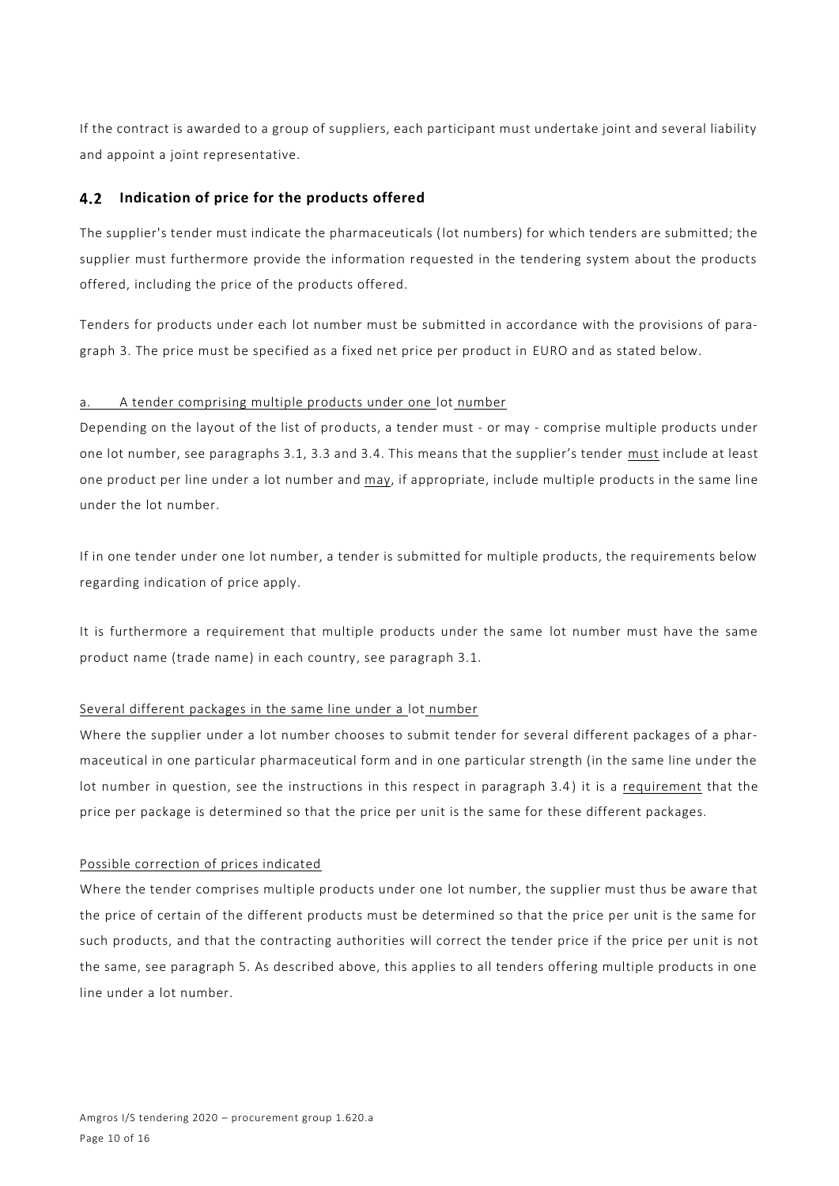If the contract is awarded to a group of suppliers, each participant must undertake joint and several liability and appoint a joint representative.

## 4.2 Indication of price for the products offered

The supplier's tender must indicate the pharmaceuticals (lot numbers) for which tenders are submitted; the supplier must furthermore provide the information requested in the tendering system about the products offered, including the price of the products offered.

Tenders for products under each lot number must be submitted in accordance with the provisions of paragraph 3. The price must be specified as a fixed net price per product in EURO and as stated below.

a. A tender comprising multiple products under one lot number

Depending on the layout of the list of products, a tender must - or may - comprise multiple products under one lot number, see paragraphs 3.1, 3.3 and 3.4. This means that the supplier's tender must include at least one product per line under a lot number and may, if appropriate, include multiple products in the same line under the lot number.

If in one tender under one lot number, a tender is submitted for multiple products, the requirements below regarding indication of price apply.

It is furthermore a requirement that multiple products under the same lot number must have the same product name (trade name) in each country, see paragraph 3.1.

Several different packages in the same line under a lot number

Where the supplier under a lot number chooses to submit tender for several different packages of a pharmaceutical in one particular pharmaceutical form and in one particular strength (in the same line under the lot number in question, see the instructions in this respect in paragraph 3.4) it is a requirement that the price per package is determined so that the price per unit is the same for these different packages.

Possible correction of prices indicated

Where the tender comprises multiple products under one lot number, the supplier must thus be aware that the price of certain of the different products must be determined so that the price per unit is the same for such products, and that the contracting authorities will correct the tender price if the price per unit is not the same, see paragraph 5. As described above, this applies to all tenders offering multiple products in one line under a lot number.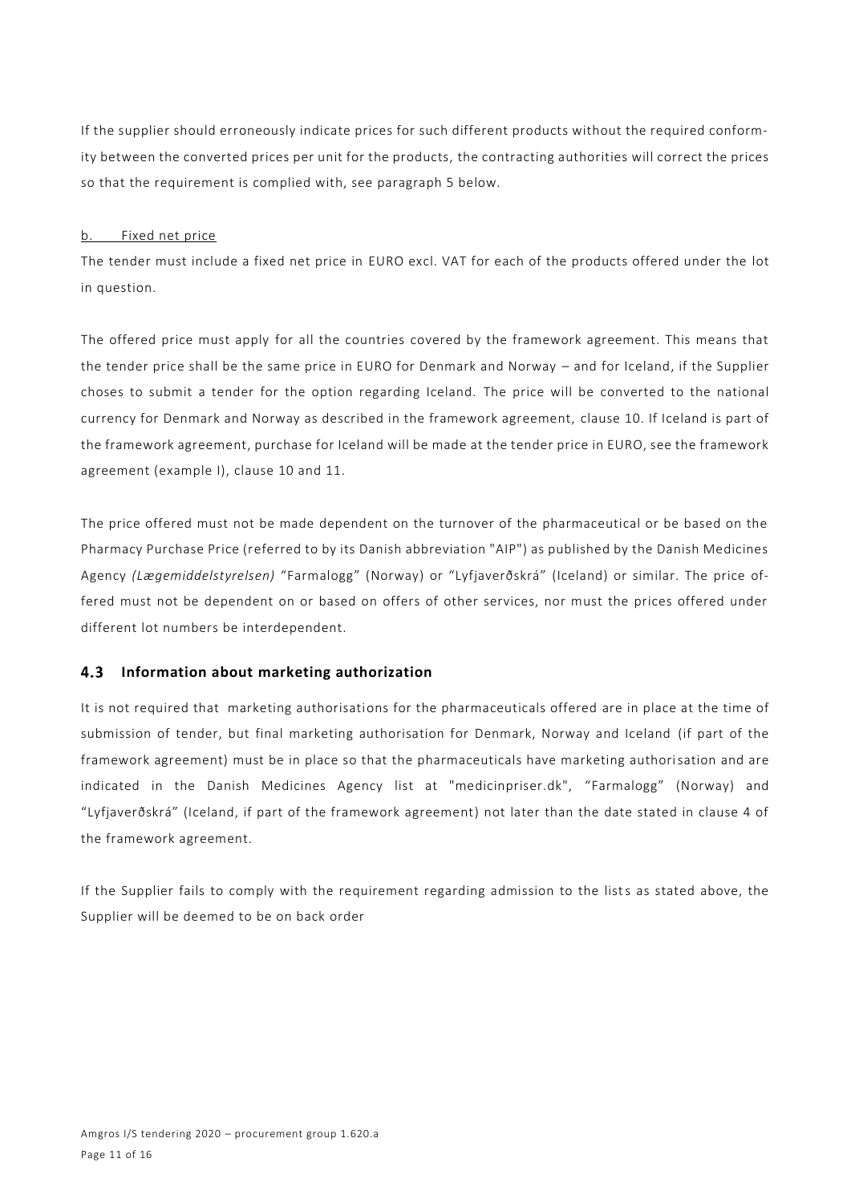If the supplier should erroneously indicate prices for such different products without the required conformity between the converted prices per unit for the products, the contracting authorities will correct the prices so that the requirement is complied with, see paragraph 5 below.

b. Fixed net price

The tender must include a fixed net price in EURO excl. VAT for each of the products offered under the lot in question.

The offered price must apply for all the countries covered by the framework agreement. This means that the tender price shall be the same price in EURO for Denmark and Norway – and for Iceland, if the Supplier choses to submit a tender for the option regarding Iceland. The price will be converted to the national currency for Denmark and Norway as described in the framework agreement, clause 10. If Iceland is part of the framework agreement, purchase for Iceland will be made at the tender price in EURO, see the framework agreement (example I), clause 10 and 11.

The price offered must not be made dependent on the turnover of the pharmaceutical or be based on the Pharmacy Purchase Price (referred to by its Danish abbreviation "AIP") as published by the Danish Medicines Agency *(Lægemiddelstyrelsen)* "Farmalogg" (Norway) or "Lyfjaverðskrá" (Iceland) or similar. The price offered must not be dependent on or based on offers of other services, nor must the prices offered under different lot numbers be interdependent.

## 4.3 Information about marketing authorization

It is not required that marketing authorisations for the pharmaceuticals offered are in place at the time of submission of tender, but final marketing authorisation for Denmark, Norway and Iceland (if part of the framework agreement) must be in place so that the pharmaceuticals have marketing authorisation and are indicated in the Danish Medicines Agency list at "medicinpriser.dk", "Farmalogg" (Norway) and "Lyfjaverðskrá" (Iceland, if part of the framework agreement) not later than the date stated in clause 4 of the framework agreement.

If the Supplier fails to comply with the requirement regarding admission to the lists as stated above, the Supplier will be deemed to be on back order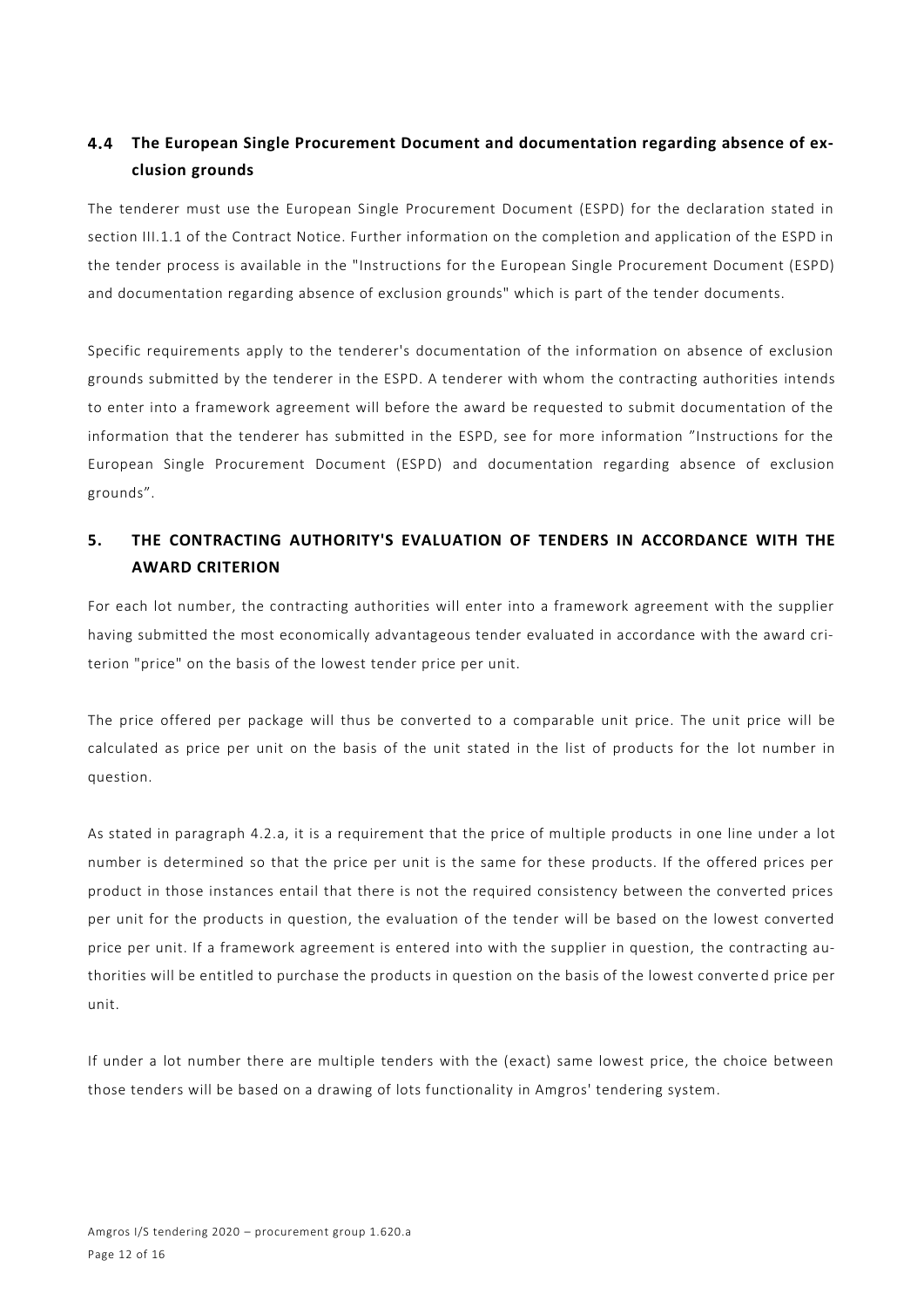## 4.4 The European Single Procurement Document and documentation regarding absence of exclusion grounds

The tenderer must use the European Single Procurement Document (ESPD) for the declaration stated in section III.1.1 of the Contract Notice. Further information on the completion and application of the ESPD in the tender process is available in the "Instructions for the European Single Procurement Document (ESPD) and documentation regarding absence of exclusion grounds" which is part of the tender documents.

Specific requirements apply to the tenderer's documentation of the information on absence of exclusion grounds submitted by the tenderer in the ESPD. A tenderer with whom the contracting authorities intends to enter into a framework agreement will before the award be requested to submit documentation of the information that the tenderer has submitted in the ESPD, see for more information "Instructions for the European Single Procurement Document (ESPD) and documentation regarding absence of exclusion grounds".

# 5. THE CONTRACTING AUTHORITY'S EVALUATION OF TENDERS IN ACCORDANCE WITH THE AWARD CRITERION

For each lot number, the contracting authorities will enter into a framework agreement with the supplier having submitted the most economically advantageous tender evaluated in accordance with the award criterion "price" on the basis of the lowest tender price per unit.

The price offered per package will thus be converted to a comparable unit price. The unit price will be calculated as price per unit on the basis of the unit stated in the list of products for the lot number in question.

As stated in paragraph 4.2.a, it is a requirement that the price of multiple products in one line under a lot number is determined so that the price per unit is the same for these products. If the offered prices per product in those instances entail that there is not the required consistency between the converted prices per unit for the products in question, the evaluation of the tender will be based on the lowest converted price per unit. If a framework agreement is entered into with the supplier in question, the contracting authorities will be entitled to purchase the products in question on the basis of the lowest converted price per unit.

If under a lot number there are multiple tenders with the (exact) same lowest price, the choice between those tenders will be based on a drawing of lots functionality in Amgros' tendering system.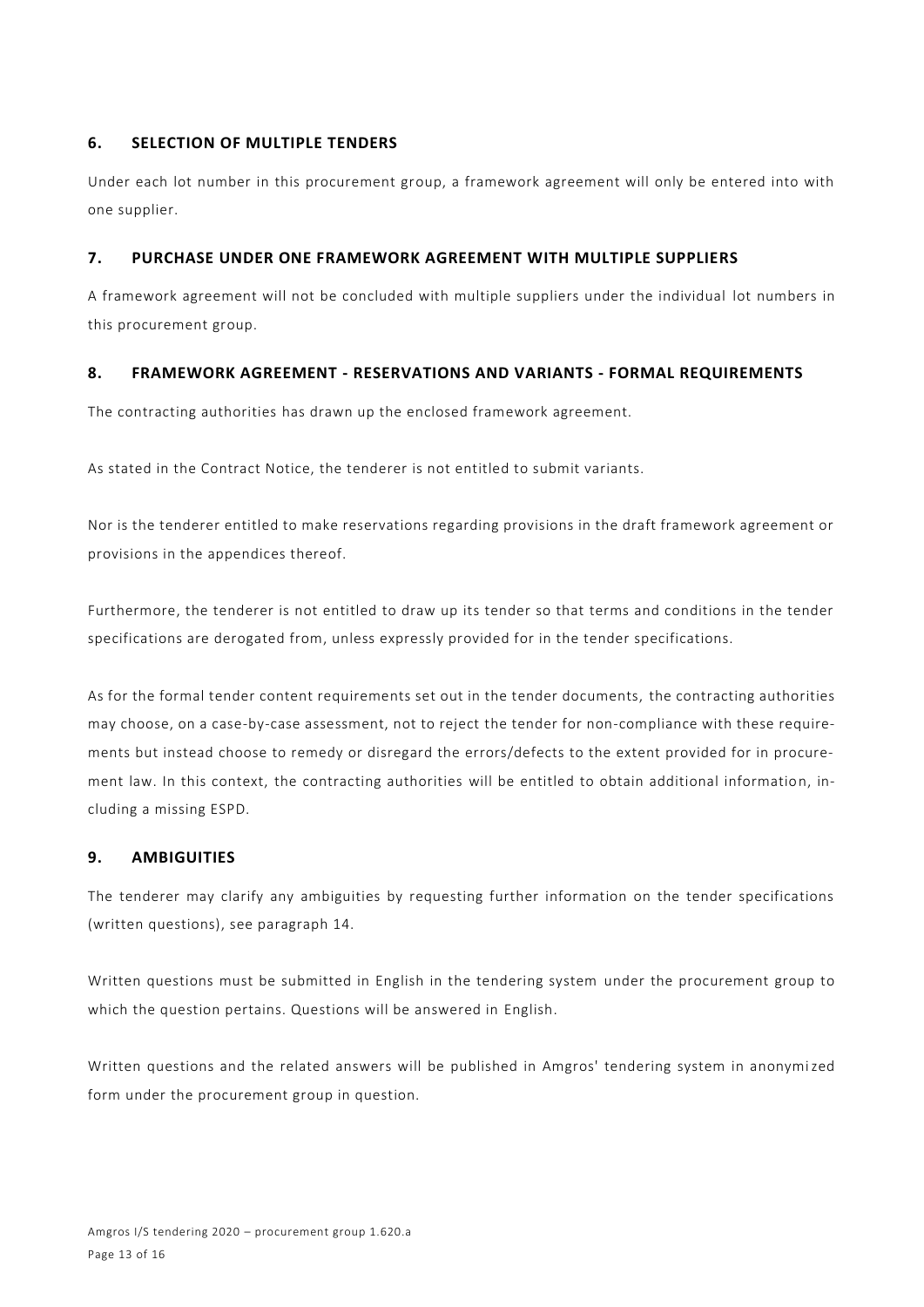## 6. SELECTION OF MULTIPLE TENDERS

Under each lot number in this procurement group, a framework agreement will only be entered into with one supplier.

## 7. PURCHASE UNDER ONE FRAMEWORK AGREEMENT WITH MULTIPLE SUPPLIERS

A framework agreement will not be concluded with multiple suppliers under the individual lot numbers in this procurement group.

## 8. FRAMEWORK AGREEMENT - RESERVATIONS AND VARIANTS - FORMAL REQUIREMENTS

The contracting authorities has drawn up the enclosed framework agreement.

As stated in the Contract Notice, the tenderer is not entitled to submit variants.

Nor is the tenderer entitled to make reservations regarding provisions in the draft framework agreement or provisions in the appendices thereof.

Furthermore, the tenderer is not entitled to draw up its tender so that terms and conditions in the tender specifications are derogated from, unless expressly provided for in the tender specifications.

As for the formal tender content requirements set out in the tender documents, the contracting authorities may choose, on a case-by-case assessment, not to reject the tender for non-compliance with these requirements but instead choose to remedy or disregard the errors/defects to the extent provided for in procurement law. In this context, the contracting authorities will be entitled to obtain additional information, including a missing ESPD.

## 9. AMBIGUITIES

The tenderer may clarify any ambiguities by requesting further information on the tender specifications (written questions), see paragraph 14.

Written questions must be submitted in English in the tendering system under the procurement group to which the question pertains. Questions will be answered in English.

Written questions and the related answers will be published in Amgros' tendering system in anonymized form under the procurement group in question.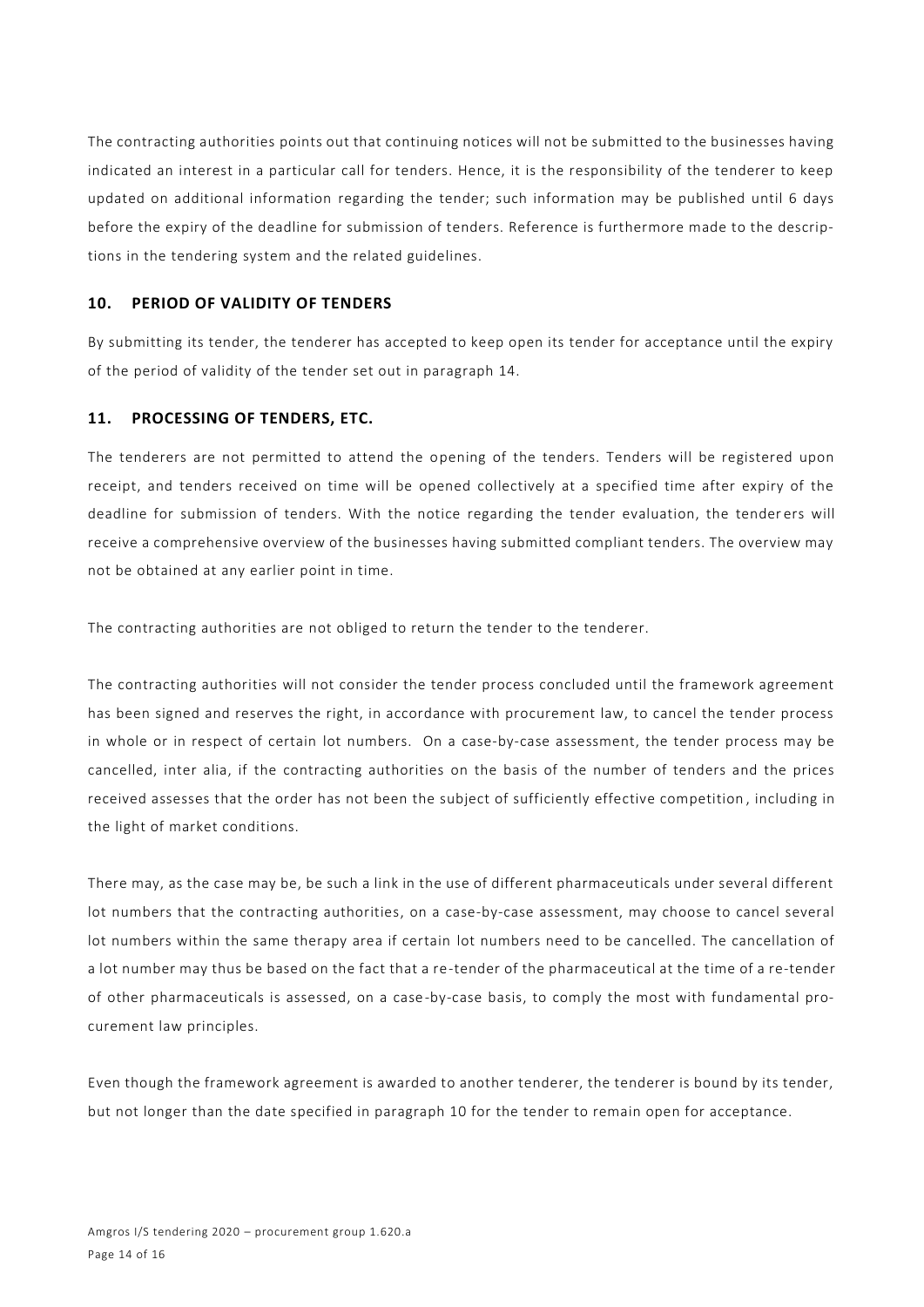The contracting authorities points out that continuing notices will not be submitted to the businesses having indicated an interest in a particular call for tenders. Hence, it is the responsibility of the tenderer to keep updated on additional information regarding the tender; such information may be published until 6 days before the expiry of the deadline for submission of tenders. Reference is furthermore made to the descriptions in the tendering system and the related guidelines.

## 10. PERIOD OF VALIDITY OF TENDERS

By submitting its tender, the tenderer has accepted to keep open its tender for acceptance until the expiry of the period of validity of the tender set out in paragraph 14.

## 11. PROCESSING OF TENDERS, ETC.

The tenderers are not permitted to attend the opening of the tenders. Tenders will be registered upon receipt, and tenders received on time will be opened collectively at a specified time after expiry of the deadline for submission of tenders. With the notice regarding the tender evaluation, the tenderers will receive a comprehensive overview of the businesses having submitted compliant tenders. The overview may not be obtained at any earlier point in time.

The contracting authorities are not obliged to return the tender to the tenderer.

The contracting authorities will not consider the tender process concluded until the framework agreement has been signed and reserves the right, in accordance with procurement law, to cancel the tender process in whole or in respect of certain lot numbers. On a case-by-case assessment, the tender process may be cancelled, inter alia, if the contracting authorities on the basis of the number of tenders and the prices received assesses that the order has not been the subject of sufficiently effective competition, including in the light of market conditions.

There may, as the case may be, be such a link in the use of different pharmaceuticals under several different lot numbers that the contracting authorities, on a case-by-case assessment, may choose to cancel several lot numbers within the same therapy area if certain lot numbers need to be cancelled. The cancellation of a lot number may thus be based on the fact that a re-tender of the pharmaceutical at the time of a re-tender of other pharmaceuticals is assessed, on a case-by-case basis, to comply the most with fundamental procurement law principles.

Even though the framework agreement is awarded to another tenderer, the tenderer is bound by its tender, but not longer than the date specified in paragraph 10 for the tender to remain open for acceptance.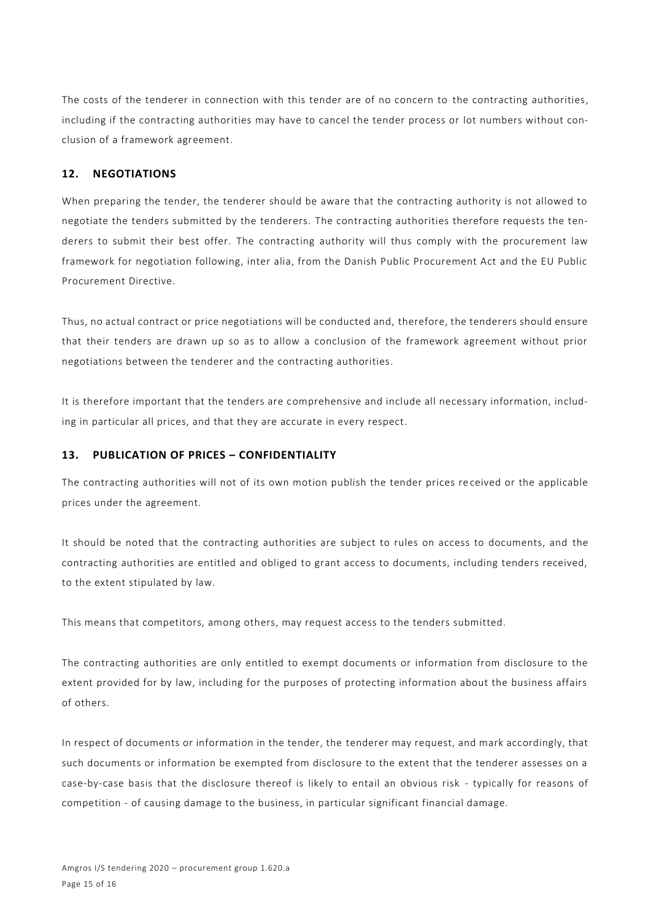The costs of the tenderer in connection with this tender are of no concern to the contracting authorities, including if the contracting authorities may have to cancel the tender process or lot numbers without conclusion of a framework agreement.

## 12. NEGOTIATIONS

When preparing the tender, the tenderer should be aware that the contracting authority is not allowed to negotiate the tenders submitted by the tenderers. The contracting authorities therefore requests the tenderers to submit their best offer. The contracting authority will thus comply with the procurement law framework for negotiation following, inter alia, from the Danish Public Procurement Act and the EU Public Procurement Directive.

Thus, no actual contract or price negotiations will be conducted and, therefore, the tenderers should ensure that their tenders are drawn up so as to allow a conclusion of the framework agreement without prior negotiations between the tenderer and the contracting authorities.

It is therefore important that the tenders are comprehensive and include all necessary information, including in particular all prices, and that they are accurate in every respect.

## 13. PUBLICATION OF PRICES – CONFIDENTIALITY

The contracting authorities will not of its own motion publish the tender prices received or the applicable prices under the agreement.

It should be noted that the contracting authorities are subject to rules on access to documents, and the contracting authorities are entitled and obliged to grant access to documents, including tenders received, to the extent stipulated by law.

This means that competitors, among others, may request access to the tenders submitted.

The contracting authorities are only entitled to exempt documents or information from disclosure to the extent provided for by law, including for the purposes of protecting information about the business affairs of others.

In respect of documents or information in the tender, the tenderer may request, and mark accordingly, that such documents or information be exempted from disclosure to the extent that the tenderer assesses on a case-by-case basis that the disclosure thereof is likely to entail an obvious risk - typically for reasons of competition - of causing damage to the business, in particular significant financial damage.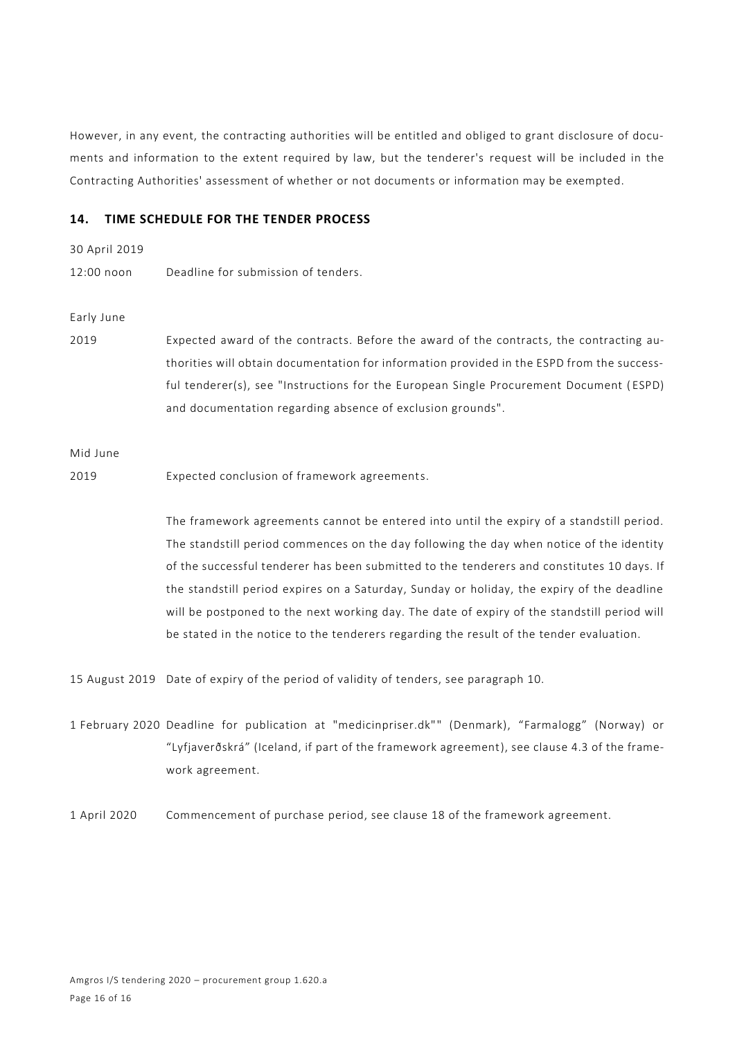However, in any event, the contracting authorities will be entitled and obliged to grant disclosure of documents and information to the extent required by law, but the tenderer's request will be included in the Contracting Authorities' assessment of whether or not documents or information may be exempted.

## 14. TIME SCHEDULE FOR THE TENDER PROCESS

| | |
|---|---|
| 30 April 2019 12:00 noon | Deadline for submission of tenders. |
| Early June 2019 | Expected award of the contracts. Before the award of the contracts, the contracting authorities will obtain documentation for information provided in the ESPD from the successful tenderer(s), see "Instructions for the European Single Procurement Document (ESPD) and documentation regarding absence of exclusion grounds". |
| Mid June 2019 | Expected conclusion of framework agreements.<br><br>The framework agreements cannot be entered into until the expiry of a standstill period. The standstill period commences on the day following the day when notice of the identity of the successful tenderer has been submitted to the tenderers and constitutes 10 days. If the standstill period expires on a Saturday, Sunday or holiday, the expiry of the deadline will be postponed to the next working day. The date of expiry of the standstill period will be stated in the notice to the tenderers regarding the result of the tender evaluation. |
| 15 August 2019 | Date of expiry of the period of validity of tenders, see paragraph 10. |
| 1 February 2020 | Deadline for publication at "medicinpriser.dk"" (Denmark), "Farmalogg" (Norway) or "Lyfjaverðskrá" (Iceland, if part of the framework agreement), see clause 4.3 of the framework agreement. |
| 1 April 2020 | Commencement of purchase period, see clause 18 of the framework agreement. |

Amgros I/S tendering 2020 – procurement group 1.620.a